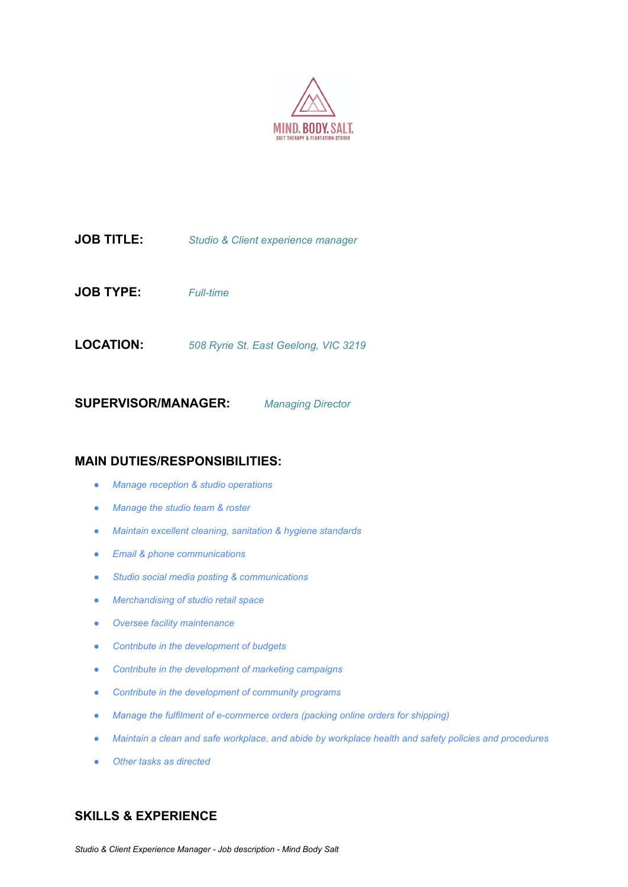MIND. BODY. SALT.
SALT THERAPY & FLOATATION STUDIO

**JOB TITLE:** *Studio & Client experience manager*

**JOB TYPE:** *Full-time*

**LOCATION:** *508 Ryrie St. East Geelong, VIC 3219*

**SUPERVISOR/MANAGER:** *Managing Director*

## MAIN DUTIES/RESPONSIBILITIES:

- *Manage reception & studio operations*
- *Manage the studio team & roster*
- *Maintain excellent cleaning, sanitation & hygiene standards*
- *Email & phone communications*
- *Studio social media posting & communications*
- *Merchandising of studio retail space*
- *Oversee facility maintenance*
- *Contribute in the development of budgets*
- *Contribute in the development of marketing campaigns*
- *Contribute in the development of community programs*
- *Manage the fulfilment of e-commerce orders (packing online orders for shipping)*
- *Maintain a clean and safe workplace, and abide by workplace health and safety policies and procedures*
- *Other tasks as directed*

## SKILLS & EXPERIENCE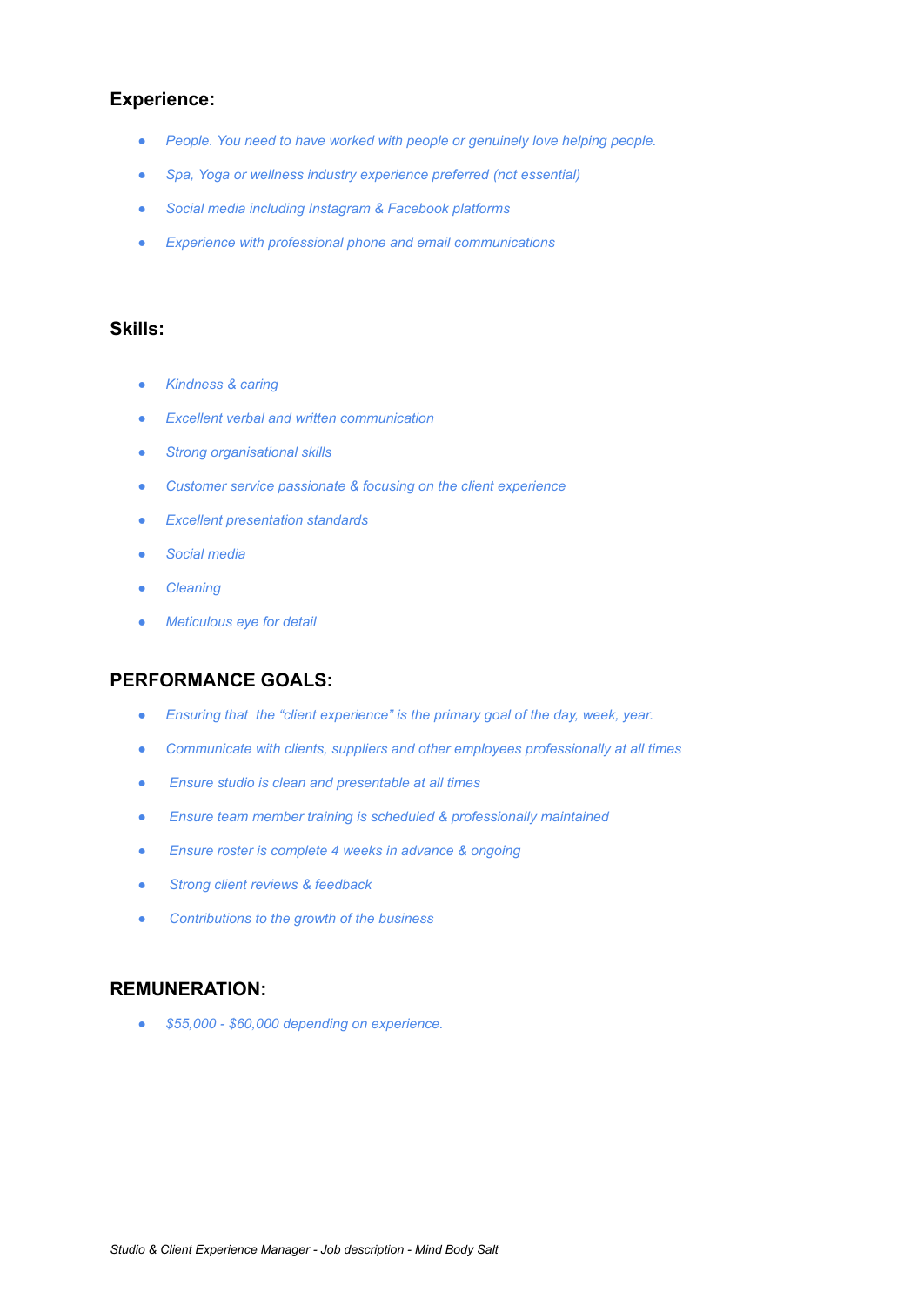## Experience:

- *People. You need to have worked with people or genuinely love helping people.*
- *Spa, Yoga or wellness industry experience preferred (not essential)*
- *Social media including Instagram & Facebook platforms*
- *Experience with professional phone and email communications*

## Skills:

- *Kindness & caring*
- *Excellent verbal and written communication*
- *Strong organisational skills*
- *Customer service passionate & focusing on the client experience*
- *Excellent presentation standards*
- *Social media*
- *Cleaning*
- *Meticulous eye for detail*

## PERFORMANCE GOALS:

- *Ensuring that the "client experience" is the primary goal of the day, week, year.*
- *Communicate with clients, suppliers and other employees professionally at all times*
- *Ensure studio is clean and presentable at all times*
- *Ensure team member training is scheduled & professionally maintained*
- *Ensure roster is complete 4 weeks in advance & ongoing*
- *Strong client reviews & feedback*
- *Contributions to the growth of the business*

## REMUNERATION:

- *$55,000 - $60,000 depending on experience.*